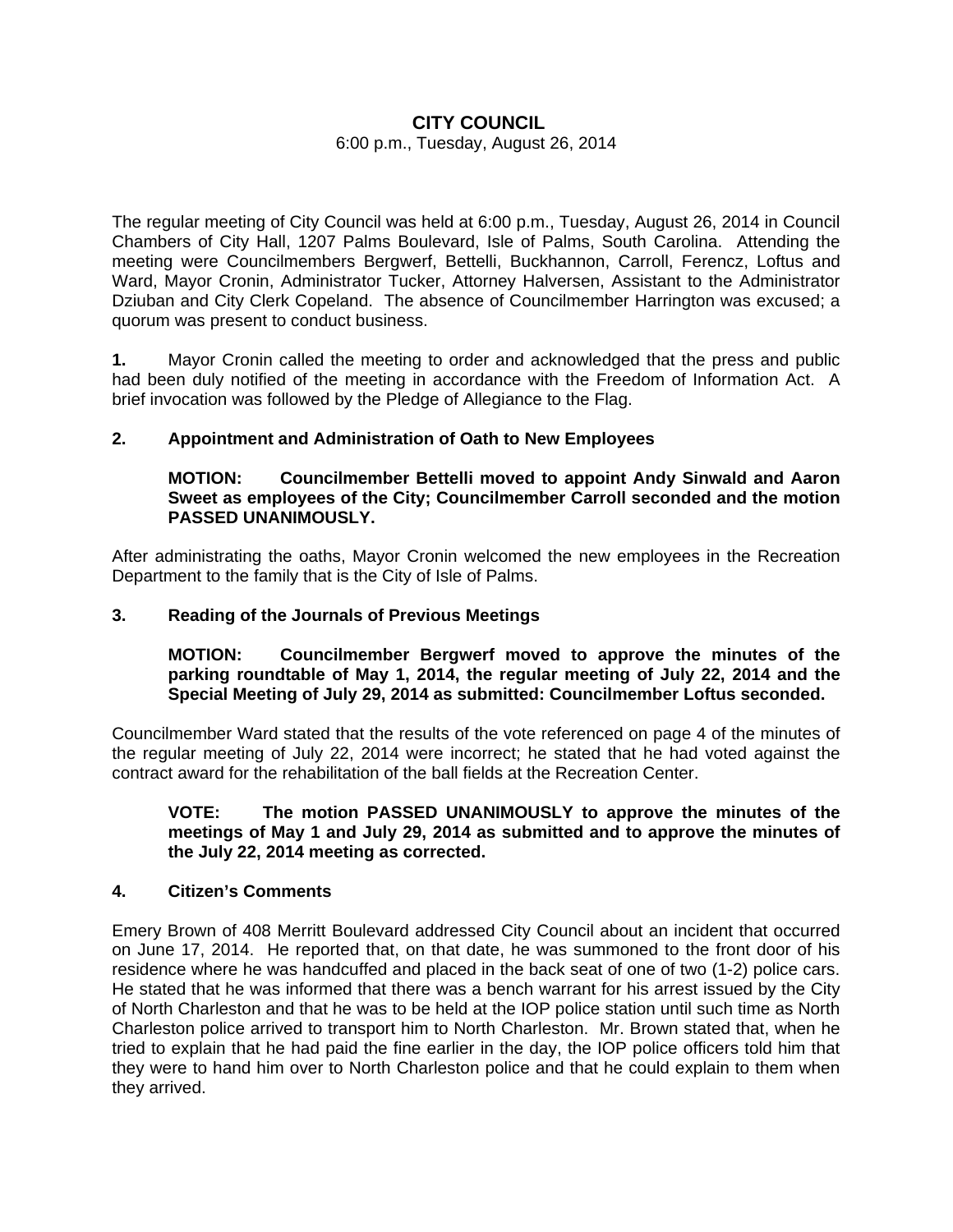# CITY COUNCIL

6:00 p.m., Tuesday, August 26, 2014

The regular meeting of City Council was held at 6:00 p.m., Tuesday, August 26, 2014 in Council Chambers of City Hall, 1207 Palms Boulevard, Isle of Palms, South Carolina. Attending the meeting were Councilmembers Bergwerf, Bettelli, Buckhannon, Carroll, Ferencz, Loftus and Ward, Mayor Cronin, Administrator Tucker, Attorney Halversen, Assistant to the Administrator Dziuban and City Clerk Copeland. The absence of Councilmember Harrington was excused; a quorum was present to conduct business.

**1.** Mayor Cronin called the meeting to order and acknowledged that the press and public had been duly notified of the meeting in accordance with the Freedom of Information Act. A brief invocation was followed by the Pledge of Allegiance to the Flag.

**2. Appointment and Administration of Oath to New Employees**

> **MOTION: Councilmember Bettelli moved to appoint Andy Sinwald and Aaron Sweet as employees of the City; Councilmember Carroll seconded and the motion PASSED UNANIMOUSLY.**

After administrating the oaths, Mayor Cronin welcomed the new employees in the Recreation Department to the family that is the City of Isle of Palms.

**3. Reading of the Journals of Previous Meetings**

> **MOTION: Councilmember Bergwerf moved to approve the minutes of the parking roundtable of May 1, 2014, the regular meeting of July 22, 2014 and the Special Meeting of July 29, 2014 as submitted: Councilmember Loftus seconded.**

Councilmember Ward stated that the results of the vote referenced on page 4 of the minutes of the regular meeting of July 22, 2014 were incorrect; he stated that he had voted against the contract award for the rehabilitation of the ball fields at the Recreation Center.

> **VOTE: The motion PASSED UNANIMOUSLY to approve the minutes of the meetings of May 1 and July 29, 2014 as submitted and to approve the minutes of the July 22, 2014 meeting as corrected.**

**4. Citizen's Comments**

Emery Brown of 408 Merritt Boulevard addressed City Council about an incident that occurred on June 17, 2014. He reported that, on that date, he was summoned to the front door of his residence where he was handcuffed and placed in the back seat of one of two (1-2) police cars. He stated that he was informed that there was a bench warrant for his arrest issued by the City of North Charleston and that he was to be held at the IOP police station until such time as North Charleston police arrived to transport him to North Charleston. Mr. Brown stated that, when he tried to explain that he had paid the fine earlier in the day, the IOP police officers told him that they were to hand him over to North Charleston police and that he could explain to them when they arrived.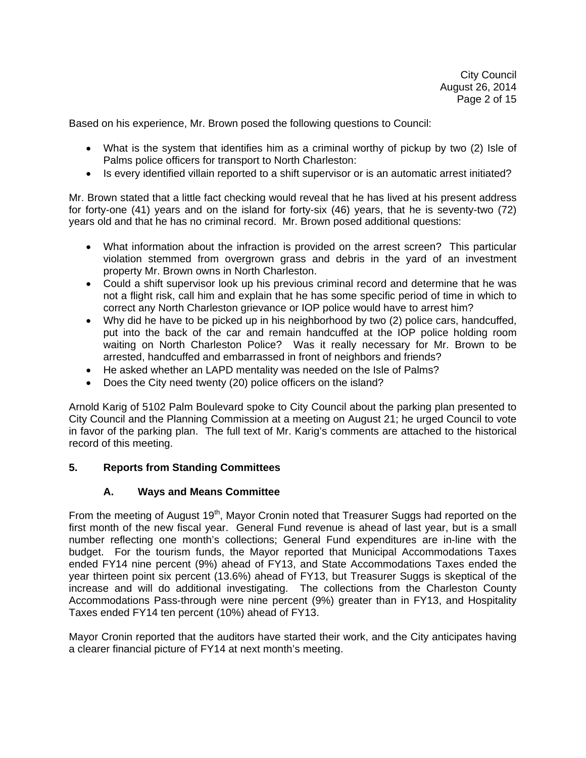Based on his experience, Mr. Brown posed the following questions to Council:

- What is the system that identifies him as a criminal worthy of pickup by two (2) Isle of Palms police officers for transport to North Charleston:
- Is every identified villain reported to a shift supervisor or is an automatic arrest initiated?

Mr. Brown stated that a little fact checking would reveal that he has lived at his present address for forty-one (41) years and on the island for forty-six (46) years, that he is seventy-two (72) years old and that he has no criminal record. Mr. Brown posed additional questions:

- What information about the infraction is provided on the arrest screen? This particular violation stemmed from overgrown grass and debris in the yard of an investment property Mr. Brown owns in North Charleston.
- Could a shift supervisor look up his previous criminal record and determine that he was not a flight risk, call him and explain that he has some specific period of time in which to correct any North Charleston grievance or IOP police would have to arrest him?
- Why did he have to be picked up in his neighborhood by two (2) police cars, handcuffed, put into the back of the car and remain handcuffed at the IOP police holding room waiting on North Charleston Police? Was it really necessary for Mr. Brown to be arrested, handcuffed and embarrassed in front of neighbors and friends?
- He asked whether an LAPD mentality was needed on the Isle of Palms?
- Does the City need twenty (20) police officers on the island?

Arnold Karig of 5102 Palm Boulevard spoke to City Council about the parking plan presented to City Council and the Planning Commission at a meeting on August 21; he urged Council to vote in favor of the parking plan. The full text of Mr. Karig's comments are attached to the historical record of this meeting.

## 5. Reports from Standing Committees

### A. Ways and Means Committee

From the meeting of August 19th, Mayor Cronin noted that Treasurer Suggs had reported on the first month of the new fiscal year. General Fund revenue is ahead of last year, but is a small number reflecting one month's collections; General Fund expenditures are in-line with the budget. For the tourism funds, the Mayor reported that Municipal Accommodations Taxes ended FY14 nine percent (9%) ahead of FY13, and State Accommodations Taxes ended the year thirteen point six percent (13.6%) ahead of FY13, but Treasurer Suggs is skeptical of the increase and will do additional investigating. The collections from the Charleston County Accommodations Pass-through were nine percent (9%) greater than in FY13, and Hospitality Taxes ended FY14 ten percent (10%) ahead of FY13.

Mayor Cronin reported that the auditors have started their work, and the City anticipates having a clearer financial picture of FY14 at next month's meeting.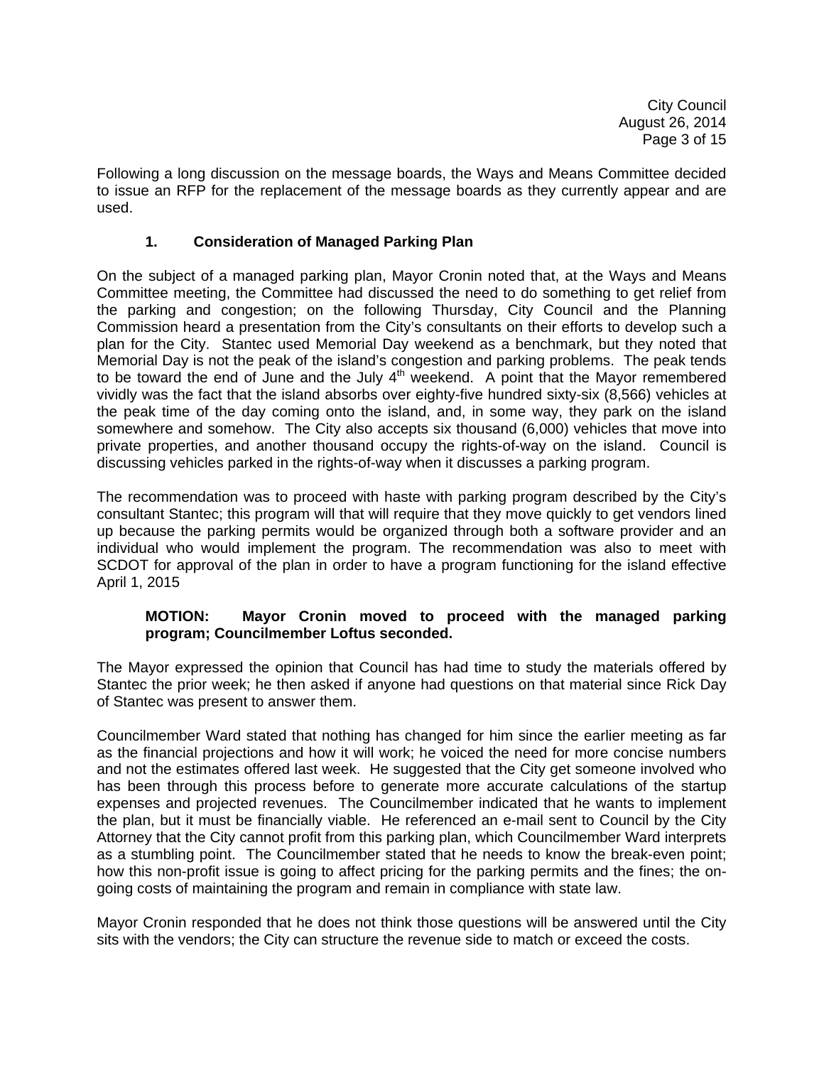Following a long discussion on the message boards, the Ways and Means Committee decided to issue an RFP for the replacement of the message boards as they currently appear and are used.

### 1. Consideration of Managed Parking Plan

On the subject of a managed parking plan, Mayor Cronin noted that, at the Ways and Means Committee meeting, the Committee had discussed the need to do something to get relief from the parking and congestion; on the following Thursday, City Council and the Planning Commission heard a presentation from the City's consultants on their efforts to develop such a plan for the City. Stantec used Memorial Day weekend as a benchmark, but they noted that Memorial Day is not the peak of the island's congestion and parking problems. The peak tends to be toward the end of June and the July 4th weekend. A point that the Mayor remembered vividly was the fact that the island absorbs over eighty-five hundred sixty-six (8,566) vehicles at the peak time of the day coming onto the island, and, in some way, they park on the island somewhere and somehow. The City also accepts six thousand (6,000) vehicles that move into private properties, and another thousand occupy the rights-of-way on the island. Council is discussing vehicles parked in the rights-of-way when it discusses a parking program.

The recommendation was to proceed with haste with parking program described by the City's consultant Stantec; this program will that will require that they move quickly to get vendors lined up because the parking permits would be organized through both a software provider and an individual who would implement the program. The recommendation was also to meet with SCDOT for approval of the plan in order to have a program functioning for the island effective April 1, 2015

> **MOTION: Mayor Cronin moved to proceed with the managed parking program; Councilmember Loftus seconded.**

The Mayor expressed the opinion that Council has had time to study the materials offered by Stantec the prior week; he then asked if anyone had questions on that material since Rick Day of Stantec was present to answer them.

Councilmember Ward stated that nothing has changed for him since the earlier meeting as far as the financial projections and how it will work; he voiced the need for more concise numbers and not the estimates offered last week. He suggested that the City get someone involved who has been through this process before to generate more accurate calculations of the startup expenses and projected revenues. The Councilmember indicated that he wants to implement the plan, but it must be financially viable. He referenced an e-mail sent to Council by the City Attorney that the City cannot profit from this parking plan, which Councilmember Ward interprets as a stumbling point. The Councilmember stated that he needs to know the break-even point; how this non-profit issue is going to affect pricing for the parking permits and the fines; the on-going costs of maintaining the program and remain in compliance with state law.

Mayor Cronin responded that he does not think those questions will be answered until the City sits with the vendors; the City can structure the revenue side to match or exceed the costs.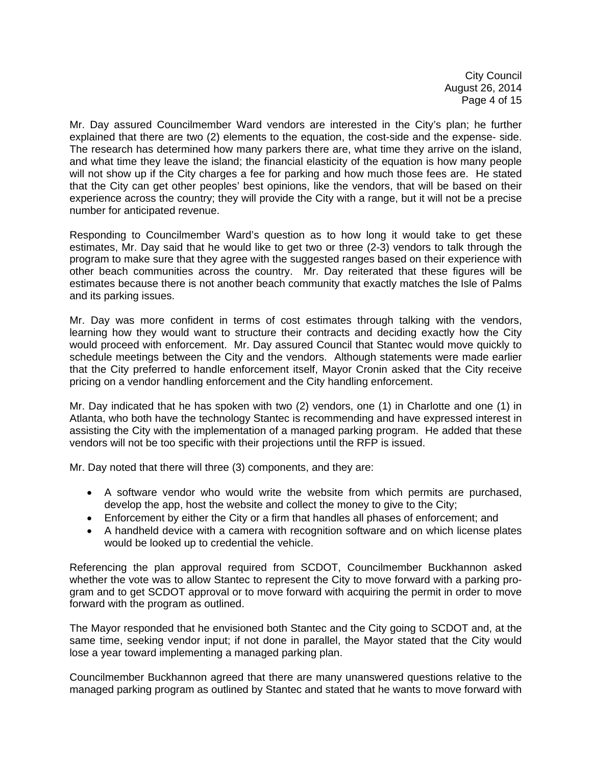Mr. Day assured Councilmember Ward vendors are interested in the City's plan; he further explained that there are two (2) elements to the equation, the cost-side and the expense- side. The research has determined how many parkers there are, what time they arrive on the island, and what time they leave the island; the financial elasticity of the equation is how many people will not show up if the City charges a fee for parking and how much those fees are. He stated that the City can get other peoples' best opinions, like the vendors, that will be based on their experience across the country; they will provide the City with a range, but it will not be a precise number for anticipated revenue.

Responding to Councilmember Ward's question as to how long it would take to get these estimates, Mr. Day said that he would like to get two or three (2-3) vendors to talk through the program to make sure that they agree with the suggested ranges based on their experience with other beach communities across the country. Mr. Day reiterated that these figures will be estimates because there is not another beach community that exactly matches the Isle of Palms and its parking issues.

Mr. Day was more confident in terms of cost estimates through talking with the vendors, learning how they would want to structure their contracts and deciding exactly how the City would proceed with enforcement. Mr. Day assured Council that Stantec would move quickly to schedule meetings between the City and the vendors. Although statements were made earlier that the City preferred to handle enforcement itself, Mayor Cronin asked that the City receive pricing on a vendor handling enforcement and the City handling enforcement.

Mr. Day indicated that he has spoken with two (2) vendors, one (1) in Charlotte and one (1) in Atlanta, who both have the technology Stantec is recommending and have expressed interest in assisting the City with the implementation of a managed parking program. He added that these vendors will not be too specific with their projections until the RFP is issued.

Mr. Day noted that there will three (3) components, and they are:

- A software vendor who would write the website from which permits are purchased, develop the app, host the website and collect the money to give to the City;
- Enforcement by either the City or a firm that handles all phases of enforcement; and
- A handheld device with a camera with recognition software and on which license plates would be looked up to credential the vehicle.

Referencing the plan approval required from SCDOT, Councilmember Buckhannon asked whether the vote was to allow Stantec to represent the City to move forward with a parking program and to get SCDOT approval or to move forward with acquiring the permit in order to move forward with the program as outlined.

The Mayor responded that he envisioned both Stantec and the City going to SCDOT and, at the same time, seeking vendor input; if not done in parallel, the Mayor stated that the City would lose a year toward implementing a managed parking plan.

Councilmember Buckhannon agreed that there are many unanswered questions relative to the managed parking program as outlined by Stantec and stated that he wants to move forward with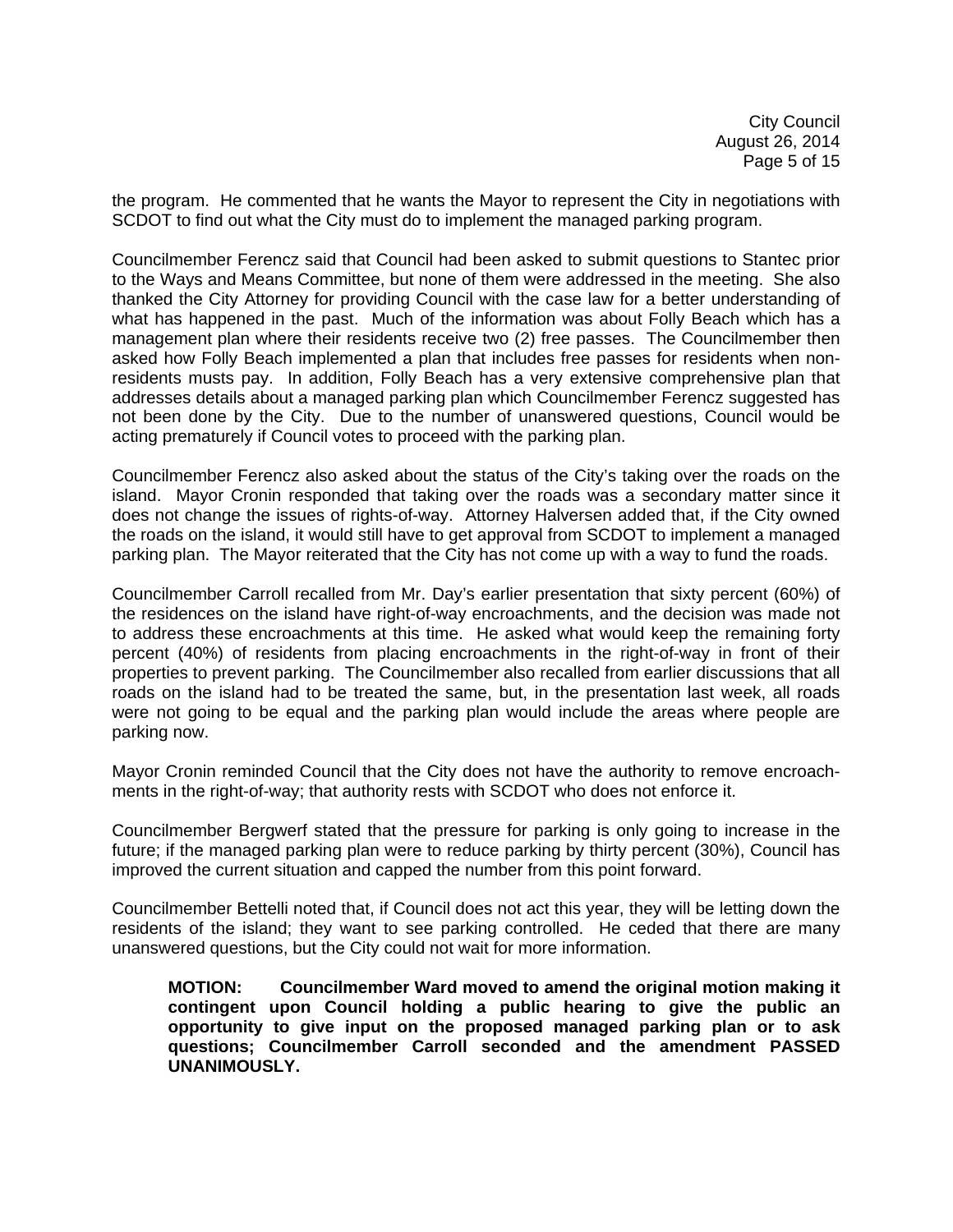the program. He commented that he wants the Mayor to represent the City in negotiations with SCDOT to find out what the City must do to implement the managed parking program.

Councilmember Ferencz said that Council had been asked to submit questions to Stantec prior to the Ways and Means Committee, but none of them were addressed in the meeting. She also thanked the City Attorney for providing Council with the case law for a better understanding of what has happened in the past. Much of the information was about Folly Beach which has a management plan where their residents receive two (2) free passes. The Councilmember then asked how Folly Beach implemented a plan that includes free passes for residents when non-residents musts pay. In addition, Folly Beach has a very extensive comprehensive plan that addresses details about a managed parking plan which Councilmember Ferencz suggested has not been done by the City. Due to the number of unanswered questions, Council would be acting prematurely if Council votes to proceed with the parking plan.

Councilmember Ferencz also asked about the status of the City's taking over the roads on the island. Mayor Cronin responded that taking over the roads was a secondary matter since it does not change the issues of rights-of-way. Attorney Halversen added that, if the City owned the roads on the island, it would still have to get approval from SCDOT to implement a managed parking plan. The Mayor reiterated that the City has not come up with a way to fund the roads.

Councilmember Carroll recalled from Mr. Day's earlier presentation that sixty percent (60%) of the residences on the island have right-of-way encroachments, and the decision was made not to address these encroachments at this time. He asked what would keep the remaining forty percent (40%) of residents from placing encroachments in the right-of-way in front of their properties to prevent parking. The Councilmember also recalled from earlier discussions that all roads on the island had to be treated the same, but, in the presentation last week, all roads were not going to be equal and the parking plan would include the areas where people are parking now.

Mayor Cronin reminded Council that the City does not have the authority to remove encroachments in the right-of-way; that authority rests with SCDOT who does not enforce it.

Councilmember Bergwerf stated that the pressure for parking is only going to increase in the future; if the managed parking plan were to reduce parking by thirty percent (30%), Council has improved the current situation and capped the number from this point forward.

Councilmember Bettelli noted that, if Council does not act this year, they will be letting down the residents of the island; they want to see parking controlled. He ceded that there are many unanswered questions, but the City could not wait for more information.

> **MOTION: Councilmember Ward moved to amend the original motion making it contingent upon Council holding a public hearing to give the public an opportunity to give input on the proposed managed parking plan or to ask questions; Councilmember Carroll seconded and the amendment PASSED UNANIMOUSLY.**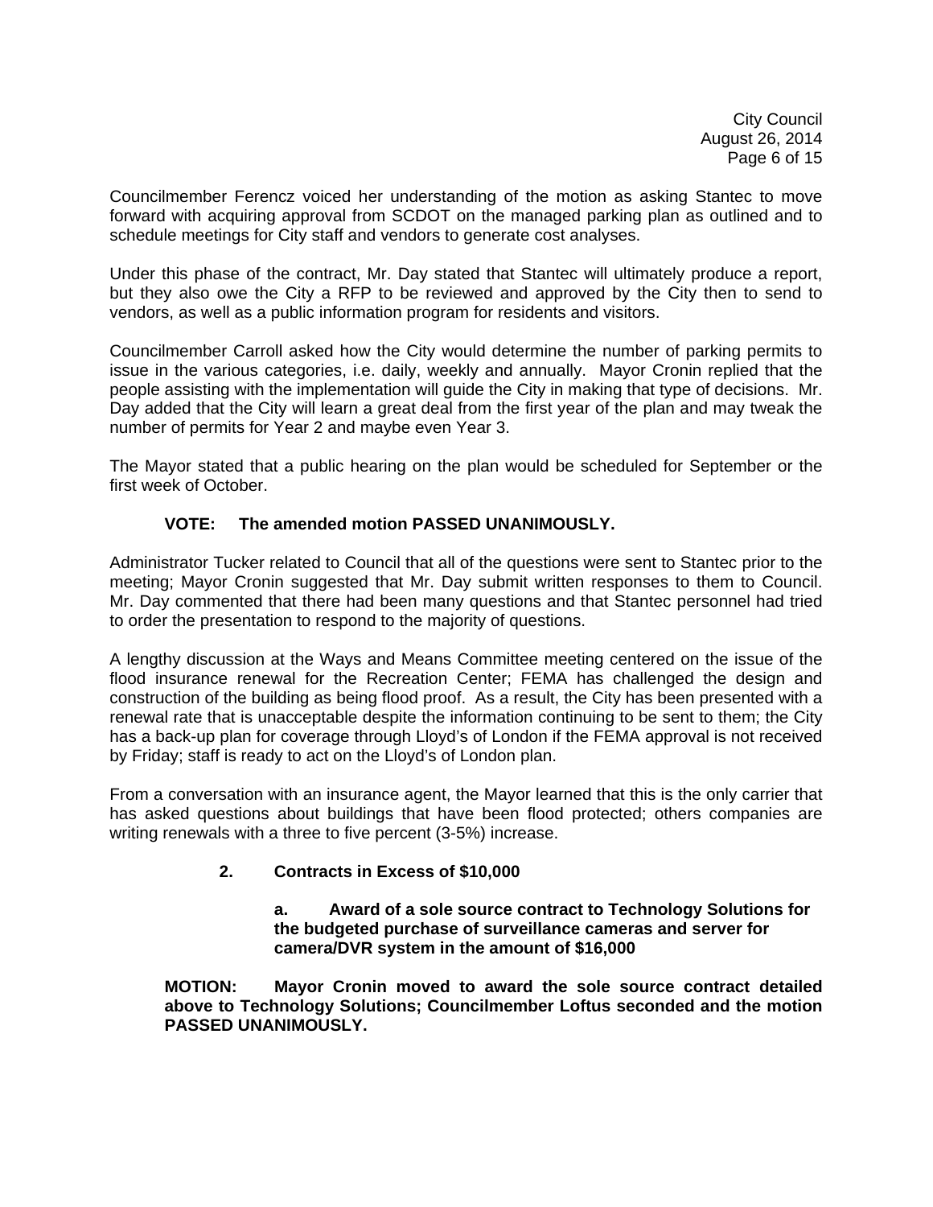Councilmember Ferencz voiced her understanding of the motion as asking Stantec to move forward with acquiring approval from SCDOT on the managed parking plan as outlined and to schedule meetings for City staff and vendors to generate cost analyses.

Under this phase of the contract, Mr. Day stated that Stantec will ultimately produce a report, but they also owe the City a RFP to be reviewed and approved by the City then to send to vendors, as well as a public information program for residents and visitors.

Councilmember Carroll asked how the City would determine the number of parking permits to issue in the various categories, i.e. daily, weekly and annually. Mayor Cronin replied that the people assisting with the implementation will guide the City in making that type of decisions. Mr. Day added that the City will learn a great deal from the first year of the plan and may tweak the number of permits for Year 2 and maybe even Year 3.

The Mayor stated that a public hearing on the plan would be scheduled for September or the first week of October.

**VOTE: The amended motion PASSED UNANIMOUSLY.**

Administrator Tucker related to Council that all of the questions were sent to Stantec prior to the meeting; Mayor Cronin suggested that Mr. Day submit written responses to them to Council. Mr. Day commented that there had been many questions and that Stantec personnel had tried to order the presentation to respond to the majority of questions.

A lengthy discussion at the Ways and Means Committee meeting centered on the issue of the flood insurance renewal for the Recreation Center; FEMA has challenged the design and construction of the building as being flood proof. As a result, the City has been presented with a renewal rate that is unacceptable despite the information continuing to be sent to them; the City has a back-up plan for coverage through Lloyd's of London if the FEMA approval is not received by Friday; staff is ready to act on the Lloyd's of London plan.

From a conversation with an insurance agent, the Mayor learned that this is the only carrier that has asked questions about buildings that have been flood protected; others companies are writing renewals with a three to five percent (3-5%) increase.

**2. Contracts in Excess of $10,000**

**a. Award of a sole source contract to Technology Solutions for the budgeted purchase of surveillance cameras and server for camera/DVR system in the amount of $16,000**

**MOTION: Mayor Cronin moved to award the sole source contract detailed above to Technology Solutions; Councilmember Loftus seconded and the motion PASSED UNANIMOUSLY.**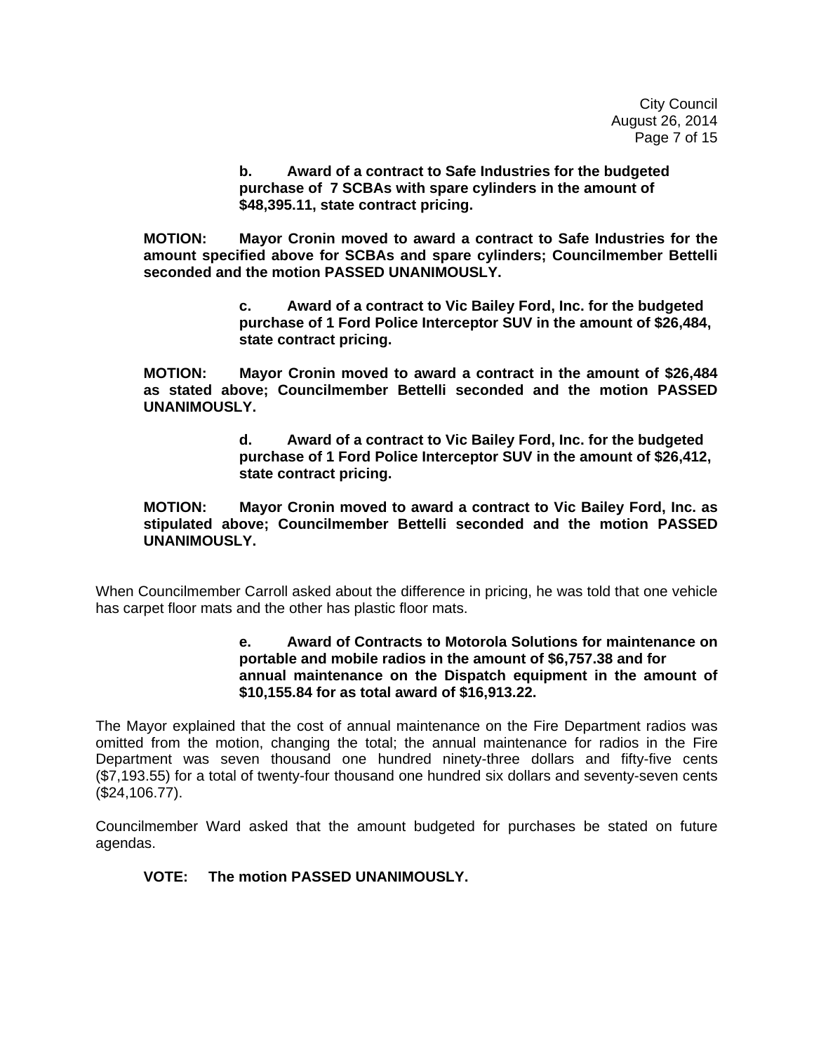**b. Award of a contract to Safe Industries for the budgeted purchase of 7 SCBAs with spare cylinders in the amount of $48,395.11, state contract pricing.**

**MOTION: Mayor Cronin moved to award a contract to Safe Industries for the amount specified above for SCBAs and spare cylinders; Councilmember Bettelli seconded and the motion PASSED UNANIMOUSLY.**

**c. Award of a contract to Vic Bailey Ford, Inc. for the budgeted purchase of 1 Ford Police Interceptor SUV in the amount of $26,484, state contract pricing.**

**MOTION: Mayor Cronin moved to award a contract in the amount of $26,484 as stated above; Councilmember Bettelli seconded and the motion PASSED UNANIMOUSLY.**

**d. Award of a contract to Vic Bailey Ford, Inc. for the budgeted purchase of 1 Ford Police Interceptor SUV in the amount of $26,412, state contract pricing.**

**MOTION: Mayor Cronin moved to award a contract to Vic Bailey Ford, Inc. as stipulated above; Councilmember Bettelli seconded and the motion PASSED UNANIMOUSLY.**

When Councilmember Carroll asked about the difference in pricing, he was told that one vehicle has carpet floor mats and the other has plastic floor mats.

**e. Award of Contracts to Motorola Solutions for maintenance on portable and mobile radios in the amount of $6,757.38 and for annual maintenance on the Dispatch equipment in the amount of $10,155.84 for as total award of $16,913.22.**

The Mayor explained that the cost of annual maintenance on the Fire Department radios was omitted from the motion, changing the total; the annual maintenance for radios in the Fire Department was seven thousand one hundred ninety-three dollars and fifty-five cents ($7,193.55) for a total of twenty-four thousand one hundred six dollars and seventy-seven cents ($24,106.77).

Councilmember Ward asked that the amount budgeted for purchases be stated on future agendas.

**VOTE: The motion PASSED UNANIMOUSLY.**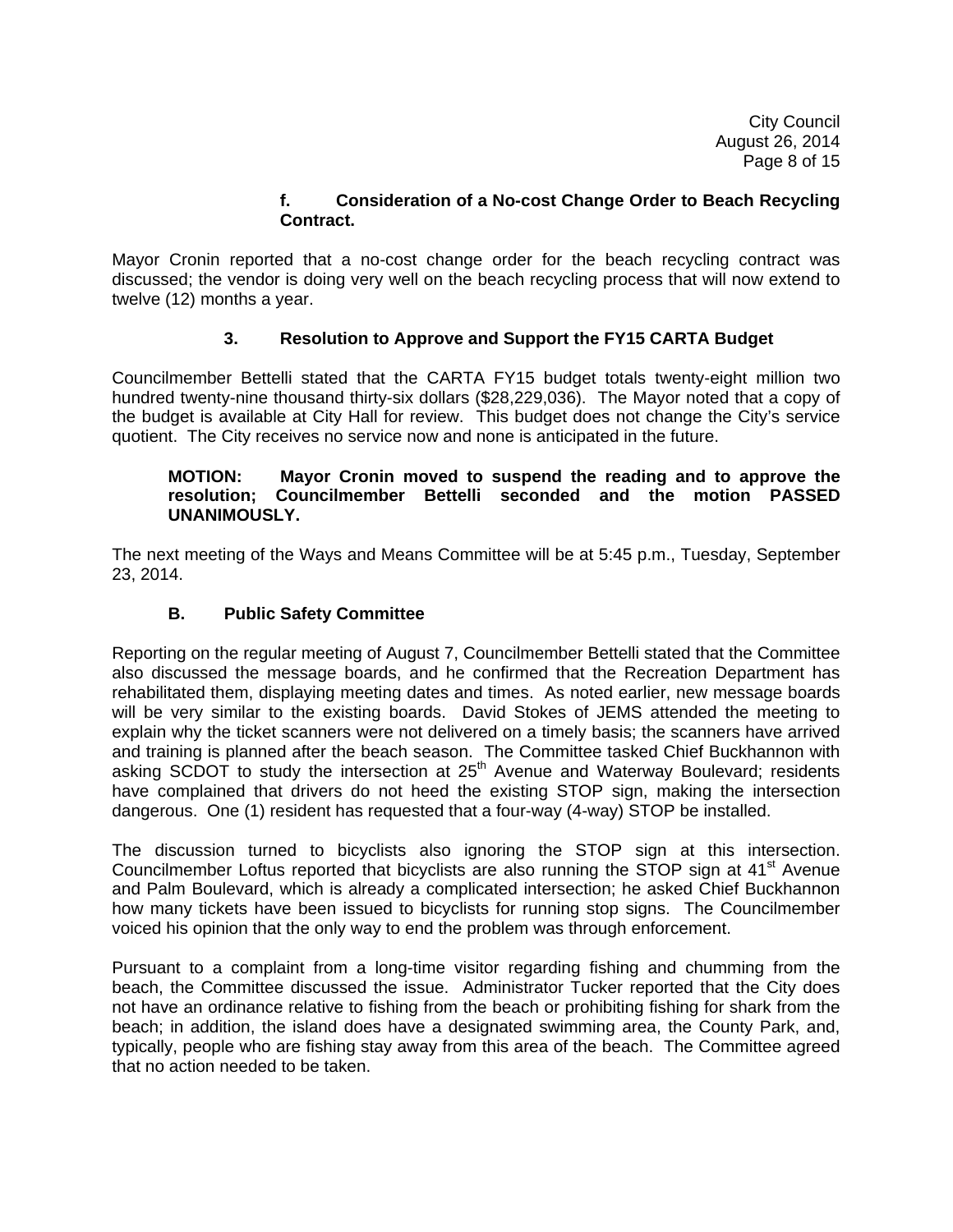**f. Consideration of a No-cost Change Order to Beach Recycling Contract.**

Mayor Cronin reported that a no-cost change order for the beach recycling contract was discussed; the vendor is doing very well on the beach recycling process that will now extend to twelve (12) months a year.

**3. Resolution to Approve and Support the FY15 CARTA Budget**

Councilmember Bettelli stated that the CARTA FY15 budget totals twenty-eight million two hundred twenty-nine thousand thirty-six dollars ($28,229,036). The Mayor noted that a copy of the budget is available at City Hall for review. This budget does not change the City's service quotient. The City receives no service now and none is anticipated in the future.

**MOTION: Mayor Cronin moved to suspend the reading and to approve the resolution; Councilmember Bettelli seconded and the motion PASSED UNANIMOUSLY.**

The next meeting of the Ways and Means Committee will be at 5:45 p.m., Tuesday, September 23, 2014.

**B. Public Safety Committee**

Reporting on the regular meeting of August 7, Councilmember Bettelli stated that the Committee also discussed the message boards, and he confirmed that the Recreation Department has rehabilitated them, displaying meeting dates and times. As noted earlier, new message boards will be very similar to the existing boards. David Stokes of JEMS attended the meeting to explain why the ticket scanners were not delivered on a timely basis; the scanners have arrived and training is planned after the beach season. The Committee tasked Chief Buckhannon with asking SCDOT to study the intersection at 25th Avenue and Waterway Boulevard; residents have complained that drivers do not heed the existing STOP sign, making the intersection dangerous. One (1) resident has requested that a four-way (4-way) STOP be installed.

The discussion turned to bicyclists also ignoring the STOP sign at this intersection. Councilmember Loftus reported that bicyclists are also running the STOP sign at 41st Avenue and Palm Boulevard, which is already a complicated intersection; he asked Chief Buckhannon how many tickets have been issued to bicyclists for running stop signs. The Councilmember voiced his opinion that the only way to end the problem was through enforcement.

Pursuant to a complaint from a long-time visitor regarding fishing and chumming from the beach, the Committee discussed the issue. Administrator Tucker reported that the City does not have an ordinance relative to fishing from the beach or prohibiting fishing for shark from the beach; in addition, the island does have a designated swimming area, the County Park, and, typically, people who are fishing stay away from this area of the beach. The Committee agreed that no action needed to be taken.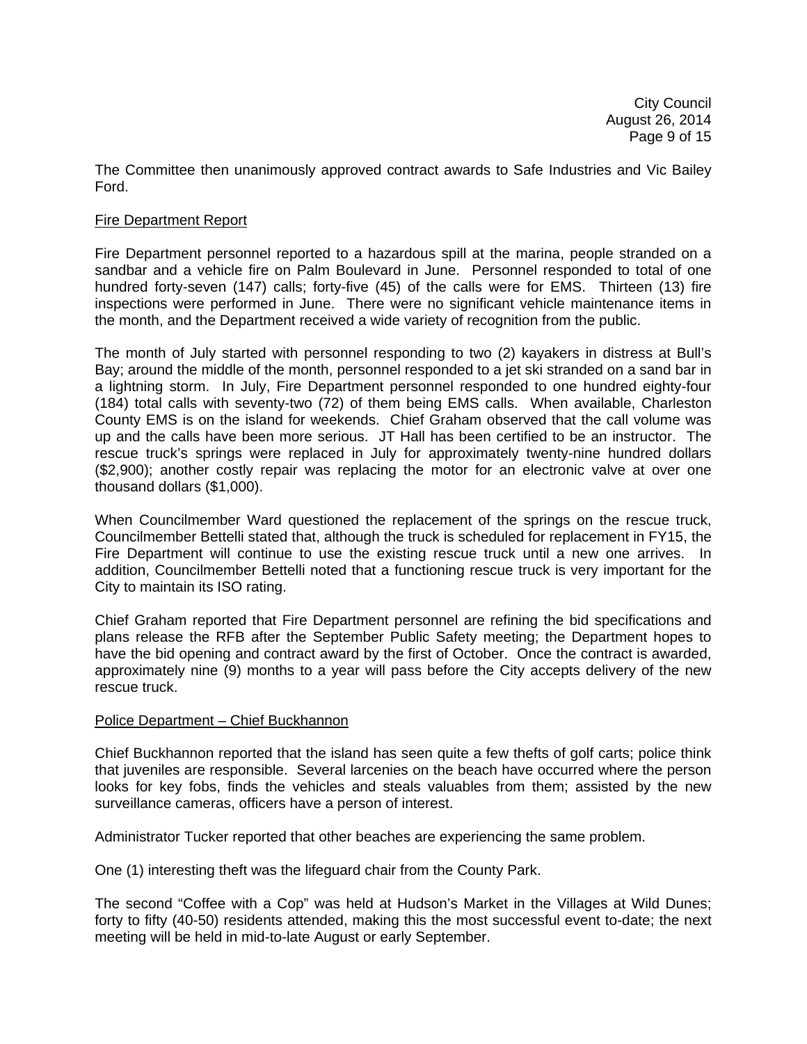The Committee then unanimously approved contract awards to Safe Industries and Vic Bailey Ford.

<u>Fire Department Report</u>

Fire Department personnel reported to a hazardous spill at the marina, people stranded on a sandbar and a vehicle fire on Palm Boulevard in June. Personnel responded to total of one hundred forty-seven (147) calls; forty-five (45) of the calls were for EMS. Thirteen (13) fire inspections were performed in June. There were no significant vehicle maintenance items in the month, and the Department received a wide variety of recognition from the public.

The month of July started with personnel responding to two (2) kayakers in distress at Bull's Bay; around the middle of the month, personnel responded to a jet ski stranded on a sand bar in a lightning storm. In July, Fire Department personnel responded to one hundred eighty-four (184) total calls with seventy-two (72) of them being EMS calls. When available, Charleston County EMS is on the island for weekends. Chief Graham observed that the call volume was up and the calls have been more serious. JT Hall has been certified to be an instructor. The rescue truck's springs were replaced in July for approximately twenty-nine hundred dollars ($2,900); another costly repair was replacing the motor for an electronic valve at over one thousand dollars ($1,000).

When Councilmember Ward questioned the replacement of the springs on the rescue truck, Councilmember Bettelli stated that, although the truck is scheduled for replacement in FY15, the Fire Department will continue to use the existing rescue truck until a new one arrives. In addition, Councilmember Bettelli noted that a functioning rescue truck is very important for the City to maintain its ISO rating.

Chief Graham reported that Fire Department personnel are refining the bid specifications and plans release the RFB after the September Public Safety meeting; the Department hopes to have the bid opening and contract award by the first of October. Once the contract is awarded, approximately nine (9) months to a year will pass before the City accepts delivery of the new rescue truck.

<u>Police Department – Chief Buckhannon</u>

Chief Buckhannon reported that the island has seen quite a few thefts of golf carts; police think that juveniles are responsible. Several larcenies on the beach have occurred where the person looks for key fobs, finds the vehicles and steals valuables from them; assisted by the new surveillance cameras, officers have a person of interest.

Administrator Tucker reported that other beaches are experiencing the same problem.

One (1) interesting theft was the lifeguard chair from the County Park.

The second "Coffee with a Cop" was held at Hudson's Market in the Villages at Wild Dunes; forty to fifty (40-50) residents attended, making this the most successful event to-date; the next meeting will be held in mid-to-late August or early September.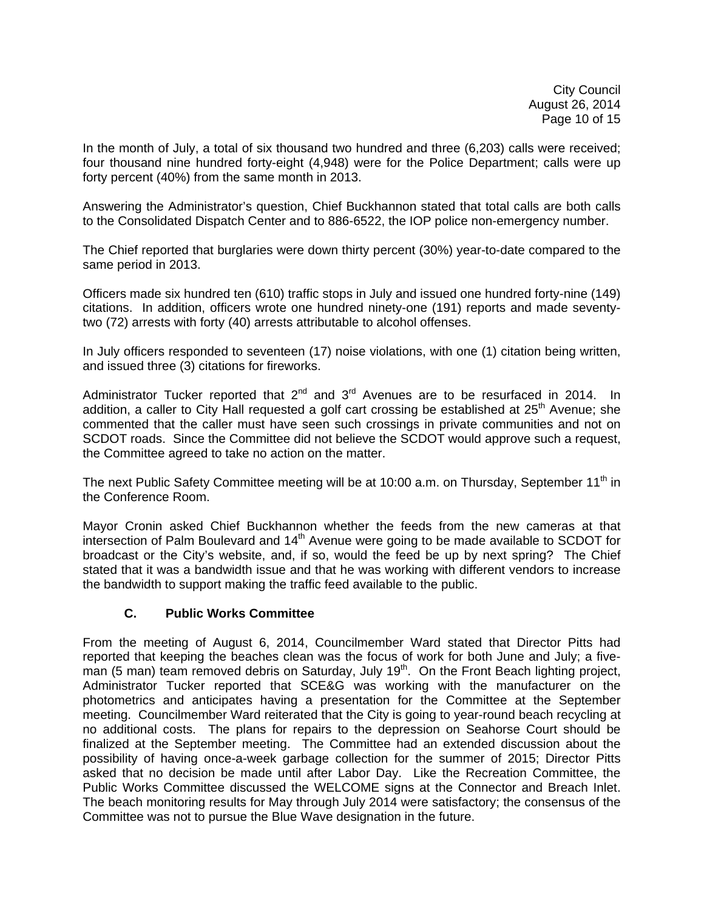In the month of July, a total of six thousand two hundred and three (6,203) calls were received; four thousand nine hundred forty-eight (4,948) were for the Police Department; calls were up forty percent (40%) from the same month in 2013.

Answering the Administrator's question, Chief Buckhannon stated that total calls are both calls to the Consolidated Dispatch Center and to 886-6522, the IOP police non-emergency number.

The Chief reported that burglaries were down thirty percent (30%) year-to-date compared to the same period in 2013.

Officers made six hundred ten (610) traffic stops in July and issued one hundred forty-nine (149) citations. In addition, officers wrote one hundred ninety-one (191) reports and made seventy-two (72) arrests with forty (40) arrests attributable to alcohol offenses.

In July officers responded to seventeen (17) noise violations, with one (1) citation being written, and issued three (3) citations for fireworks.

Administrator Tucker reported that 2nd and 3rd Avenues are to be resurfaced in 2014. In addition, a caller to City Hall requested a golf cart crossing be established at 25th Avenue; she commented that the caller must have seen such crossings in private communities and not on SCDOT roads. Since the Committee did not believe the SCDOT would approve such a request, the Committee agreed to take no action on the matter.

The next Public Safety Committee meeting will be at 10:00 a.m. on Thursday, September 11th in the Conference Room.

Mayor Cronin asked Chief Buckhannon whether the feeds from the new cameras at that intersection of Palm Boulevard and 14th Avenue were going to be made available to SCDOT for broadcast or the City's website, and, if so, would the feed be up by next spring? The Chief stated that it was a bandwidth issue and that he was working with different vendors to increase the bandwidth to support making the traffic feed available to the public.

**C. Public Works Committee**

From the meeting of August 6, 2014, Councilmember Ward stated that Director Pitts had reported that keeping the beaches clean was the focus of work for both June and July; a five-man (5 man) team removed debris on Saturday, July 19th. On the Front Beach lighting project, Administrator Tucker reported that SCE&G was working with the manufacturer on the photometrics and anticipates having a presentation for the Committee at the September meeting. Councilmember Ward reiterated that the City is going to year-round beach recycling at no additional costs. The plans for repairs to the depression on Seahorse Court should be finalized at the September meeting. The Committee had an extended discussion about the possibility of having once-a-week garbage collection for the summer of 2015; Director Pitts asked that no decision be made until after Labor Day. Like the Recreation Committee, the Public Works Committee discussed the WELCOME signs at the Connector and Breach Inlet. The beach monitoring results for May through July 2014 were satisfactory; the consensus of the Committee was not to pursue the Blue Wave designation in the future.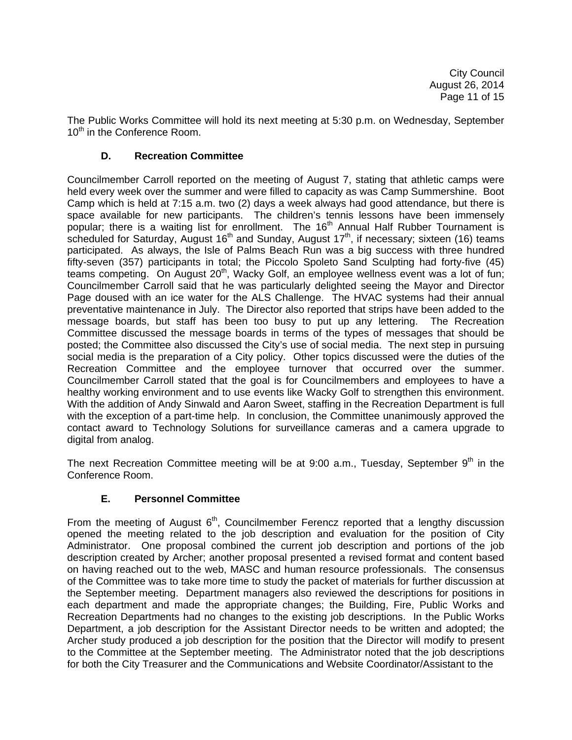The Public Works Committee will hold its next meeting at 5:30 p.m. on Wednesday, September 10th in the Conference Room.

### D. Recreation Committee

Councilmember Carroll reported on the meeting of August 7, stating that athletic camps were held every week over the summer and were filled to capacity as was Camp Summershine. Boot Camp which is held at 7:15 a.m. two (2) days a week always had good attendance, but there is space available for new participants. The children's tennis lessons have been immensely popular; there is a waiting list for enrollment. The 16th Annual Half Rubber Tournament is scheduled for Saturday, August 16th and Sunday, August 17th, if necessary; sixteen (16) teams participated. As always, the Isle of Palms Beach Run was a big success with three hundred fifty-seven (357) participants in total; the Piccolo Spoleto Sand Sculpting had forty-five (45) teams competing. On August 20th, Wacky Golf, an employee wellness event was a lot of fun; Councilmember Carroll said that he was particularly delighted seeing the Mayor and Director Page doused with an ice water for the ALS Challenge. The HVAC systems had their annual preventative maintenance in July. The Director also reported that strips have been added to the message boards, but staff has been too busy to put up any lettering. The Recreation Committee discussed the message boards in terms of the types of messages that should be posted; the Committee also discussed the City's use of social media. The next step in pursuing social media is the preparation of a City policy. Other topics discussed were the duties of the Recreation Committee and the employee turnover that occurred over the summer. Councilmember Carroll stated that the goal is for Councilmembers and employees to have a healthy working environment and to use events like Wacky Golf to strengthen this environment. With the addition of Andy Sinwald and Aaron Sweet, staffing in the Recreation Department is full with the exception of a part-time help. In conclusion, the Committee unanimously approved the contact award to Technology Solutions for surveillance cameras and a camera upgrade to digital from analog.

The next Recreation Committee meeting will be at 9:00 a.m., Tuesday, September 9th in the Conference Room.

### E. Personnel Committee

From the meeting of August 6th, Councilmember Ferencz reported that a lengthy discussion opened the meeting related to the job description and evaluation for the position of City Administrator. One proposal combined the current job description and portions of the job description created by Archer; another proposal presented a revised format and content based on having reached out to the web, MASC and human resource professionals. The consensus of the Committee was to take more time to study the packet of materials for further discussion at the September meeting. Department managers also reviewed the descriptions for positions in each department and made the appropriate changes; the Building, Fire, Public Works and Recreation Departments had no changes to the existing job descriptions. In the Public Works Department, a job description for the Assistant Director needs to be written and adopted; the Archer study produced a job description for the position that the Director will modify to present to the Committee at the September meeting. The Administrator noted that the job descriptions for both the City Treasurer and the Communications and Website Coordinator/Assistant to the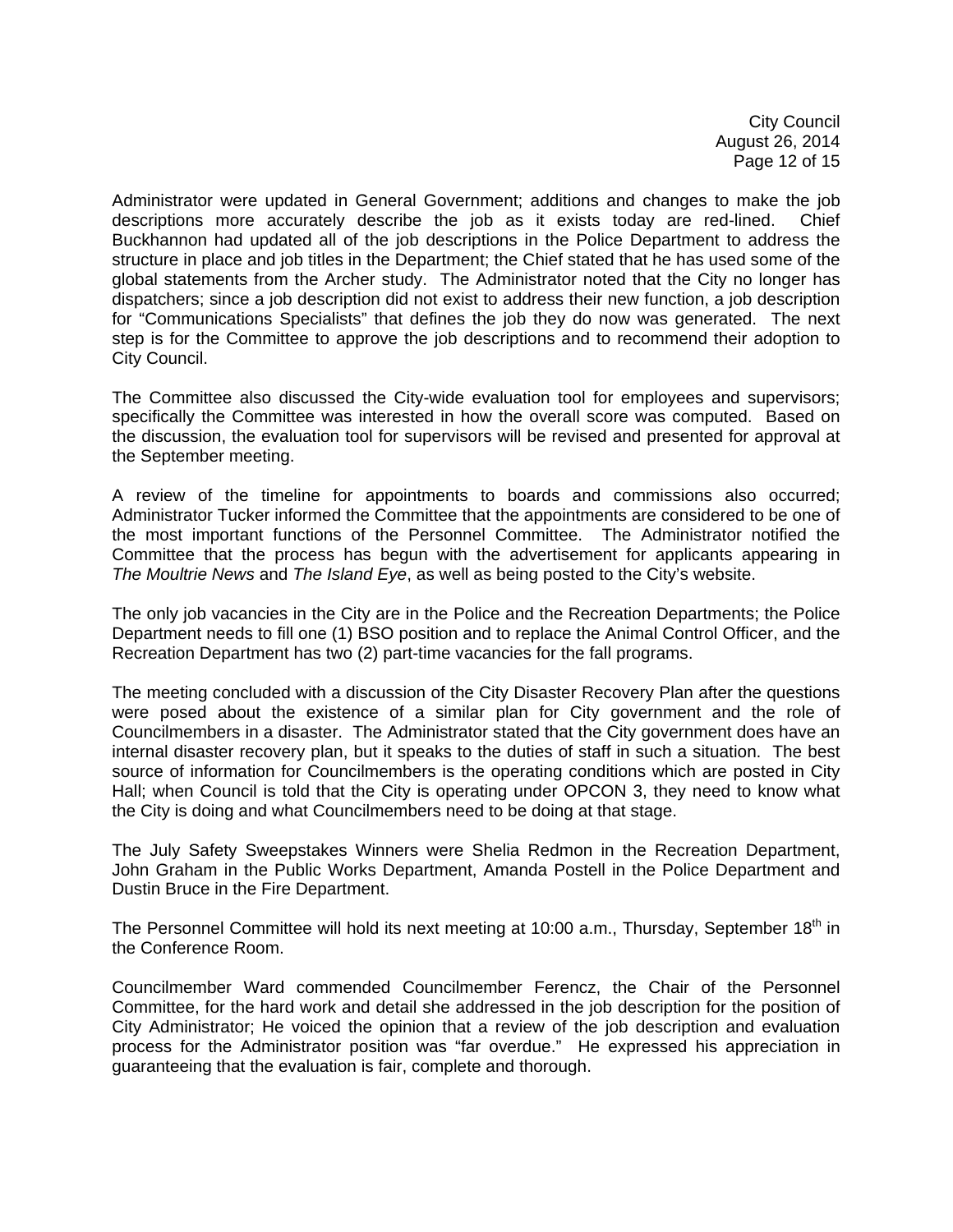Administrator were updated in General Government; additions and changes to make the job descriptions more accurately describe the job as it exists today are red-lined. Chief Buckhannon had updated all of the job descriptions in the Police Department to address the structure in place and job titles in the Department; the Chief stated that he has used some of the global statements from the Archer study. The Administrator noted that the City no longer has dispatchers; since a job description did not exist to address their new function, a job description for "Communications Specialists" that defines the job they do now was generated. The next step is for the Committee to approve the job descriptions and to recommend their adoption to City Council.

The Committee also discussed the City-wide evaluation tool for employees and supervisors; specifically the Committee was interested in how the overall score was computed. Based on the discussion, the evaluation tool for supervisors will be revised and presented for approval at the September meeting.

A review of the timeline for appointments to boards and commissions also occurred; Administrator Tucker informed the Committee that the appointments are considered to be one of the most important functions of the Personnel Committee. The Administrator notified the Committee that the process has begun with the advertisement for applicants appearing in *The Moultrie News* and *The Island Eye*, as well as being posted to the City's website.

The only job vacancies in the City are in the Police and the Recreation Departments; the Police Department needs to fill one (1) BSO position and to replace the Animal Control Officer, and the Recreation Department has two (2) part-time vacancies for the fall programs.

The meeting concluded with a discussion of the City Disaster Recovery Plan after the questions were posed about the existence of a similar plan for City government and the role of Councilmembers in a disaster. The Administrator stated that the City government does have an internal disaster recovery plan, but it speaks to the duties of staff in such a situation. The best source of information for Councilmembers is the operating conditions which are posted in City Hall; when Council is told that the City is operating under OPCON 3, they need to know what the City is doing and what Councilmembers need to be doing at that stage.

The July Safety Sweepstakes Winners were Shelia Redmon in the Recreation Department, John Graham in the Public Works Department, Amanda Postell in the Police Department and Dustin Bruce in the Fire Department.

The Personnel Committee will hold its next meeting at 10:00 a.m., Thursday, September 18th in the Conference Room.

Councilmember Ward commended Councilmember Ferencz, the Chair of the Personnel Committee, for the hard work and detail she addressed in the job description for the position of City Administrator; He voiced the opinion that a review of the job description and evaluation process for the Administrator position was "far overdue." He expressed his appreciation in guaranteeing that the evaluation is fair, complete and thorough.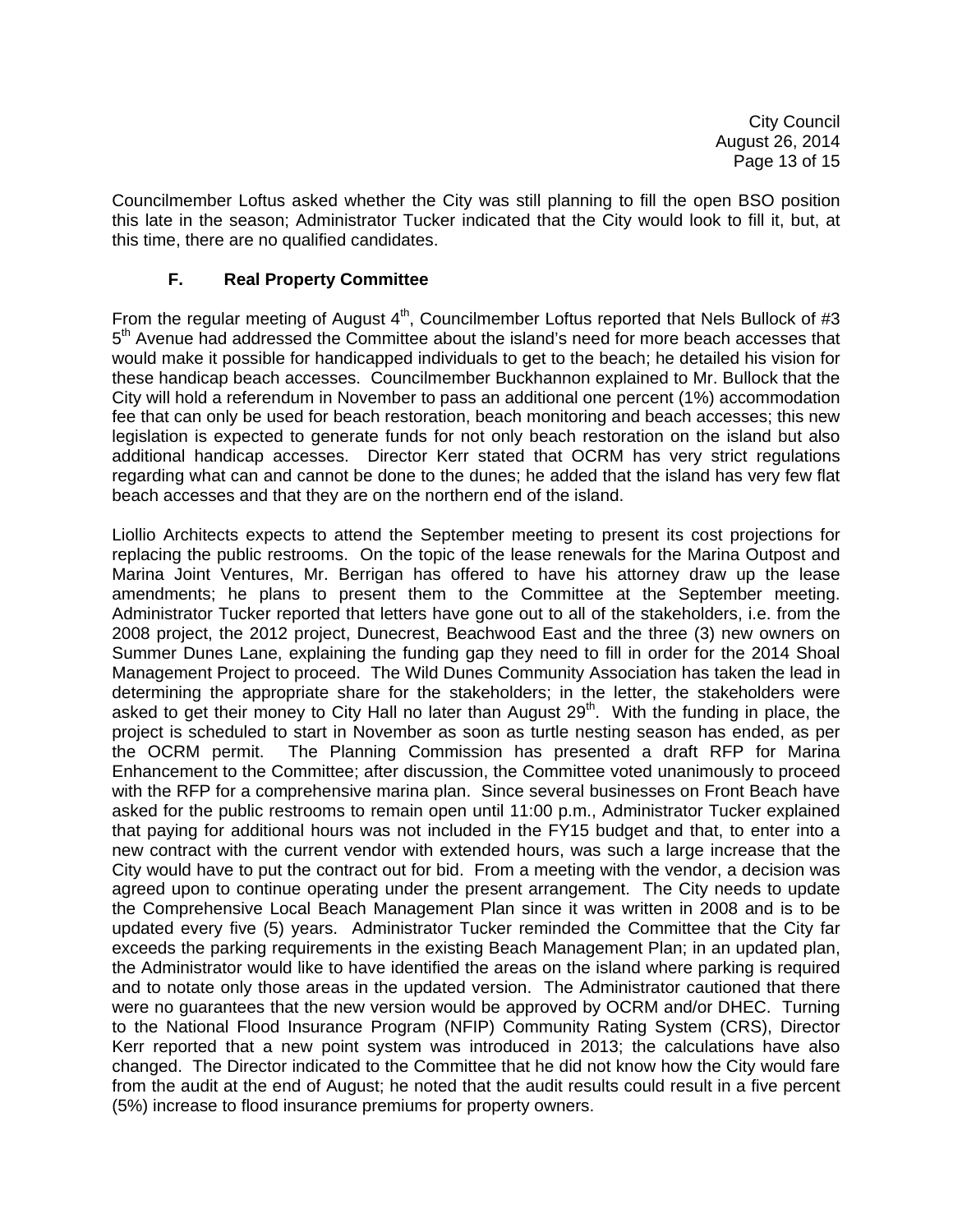Councilmember Loftus asked whether the City was still planning to fill the open BSO position this late in the season; Administrator Tucker indicated that the City would look to fill it, but, at this time, there are no qualified candidates.

### F. Real Property Committee

From the regular meeting of August 4th, Councilmember Loftus reported that Nels Bullock of #3 5th Avenue had addressed the Committee about the island's need for more beach accesses that would make it possible for handicapped individuals to get to the beach; he detailed his vision for these handicap beach accesses. Councilmember Buckhannon explained to Mr. Bullock that the City will hold a referendum in November to pass an additional one percent (1%) accommodation fee that can only be used for beach restoration, beach monitoring and beach accesses; this new legislation is expected to generate funds for not only beach restoration on the island but also additional handicap accesses. Director Kerr stated that OCRM has very strict regulations regarding what can and cannot be done to the dunes; he added that the island has very few flat beach accesses and that they are on the northern end of the island.

Liollio Architects expects to attend the September meeting to present its cost projections for replacing the public restrooms. On the topic of the lease renewals for the Marina Outpost and Marina Joint Ventures, Mr. Berrigan has offered to have his attorney draw up the lease amendments; he plans to present them to the Committee at the September meeting. Administrator Tucker reported that letters have gone out to all of the stakeholders, i.e. from the 2008 project, the 2012 project, Dunecrest, Beachwood East and the three (3) new owners on Summer Dunes Lane, explaining the funding gap they need to fill in order for the 2014 Shoal Management Project to proceed. The Wild Dunes Community Association has taken the lead in determining the appropriate share for the stakeholders; in the letter, the stakeholders were asked to get their money to City Hall no later than August 29th. With the funding in place, the project is scheduled to start in November as soon as turtle nesting season has ended, as per the OCRM permit. The Planning Commission has presented a draft RFP for Marina Enhancement to the Committee; after discussion, the Committee voted unanimously to proceed with the RFP for a comprehensive marina plan. Since several businesses on Front Beach have asked for the public restrooms to remain open until 11:00 p.m., Administrator Tucker explained that paying for additional hours was not included in the FY15 budget and that, to enter into a new contract with the current vendor with extended hours, was such a large increase that the City would have to put the contract out for bid. From a meeting with the vendor, a decision was agreed upon to continue operating under the present arrangement. The City needs to update the Comprehensive Local Beach Management Plan since it was written in 2008 and is to be updated every five (5) years. Administrator Tucker reminded the Committee that the City far exceeds the parking requirements in the existing Beach Management Plan; in an updated plan, the Administrator would like to have identified the areas on the island where parking is required and to notate only those areas in the updated version. The Administrator cautioned that there were no guarantees that the new version would be approved by OCRM and/or DHEC. Turning to the National Flood Insurance Program (NFIP) Community Rating System (CRS), Director Kerr reported that a new point system was introduced in 2013; the calculations have also changed. The Director indicated to the Committee that he did not know how the City would fare from the audit at the end of August; he noted that the audit results could result in a five percent (5%) increase to flood insurance premiums for property owners.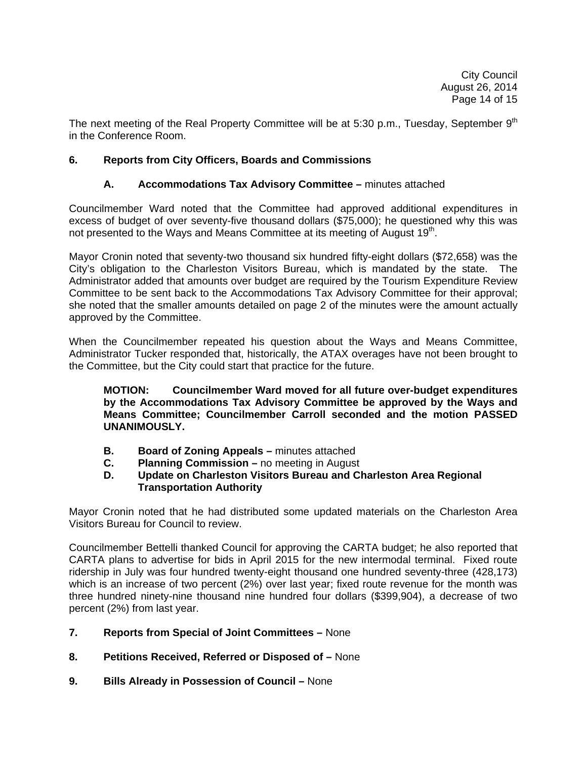The next meeting of the Real Property Committee will be at 5:30 p.m., Tuesday, September 9th in the Conference Room.

## 6. Reports from City Officers, Boards and Commissions

### A. Accommodations Tax Advisory Committee – minutes attached

Councilmember Ward noted that the Committee had approved additional expenditures in excess of budget of over seventy-five thousand dollars ($75,000); he questioned why this was not presented to the Ways and Means Committee at its meeting of August 19th.

Mayor Cronin noted that seventy-two thousand six hundred fifty-eight dollars ($72,658) was the City's obligation to the Charleston Visitors Bureau, which is mandated by the state. The Administrator added that amounts over budget are required by the Tourism Expenditure Review Committee to be sent back to the Accommodations Tax Advisory Committee for their approval; she noted that the smaller amounts detailed on page 2 of the minutes were the amount actually approved by the Committee.

When the Councilmember repeated his question about the Ways and Means Committee, Administrator Tucker responded that, historically, the ATAX overages have not been brought to the Committee, but the City could start that practice for the future.

> **MOTION: Councilmember Ward moved for all future over-budget expenditures by the Accommodations Tax Advisory Committee be approved by the Ways and Means Committee; Councilmember Carroll seconded and the motion PASSED UNANIMOUSLY.**

- **B. Board of Zoning Appeals –** minutes attached
- **C. Planning Commission –** no meeting in August
- **D. Update on Charleston Visitors Bureau and Charleston Area Regional Transportation Authority**

Mayor Cronin noted that he had distributed some updated materials on the Charleston Area Visitors Bureau for Council to review.

Councilmember Bettelli thanked Council for approving the CARTA budget; he also reported that CARTA plans to advertise for bids in April 2015 for the new intermodal terminal. Fixed route ridership in July was four hundred twenty-eight thousand one hundred seventy-three (428,173) which is an increase of two percent (2%) over last year; fixed route revenue for the month was three hundred ninety-nine thousand nine hundred four dollars ($399,904), a decrease of two percent (2%) from last year.

## 7. Reports from Special of Joint Committees – None

## 8. Petitions Received, Referred or Disposed of – None

## 9. Bills Already in Possession of Council – None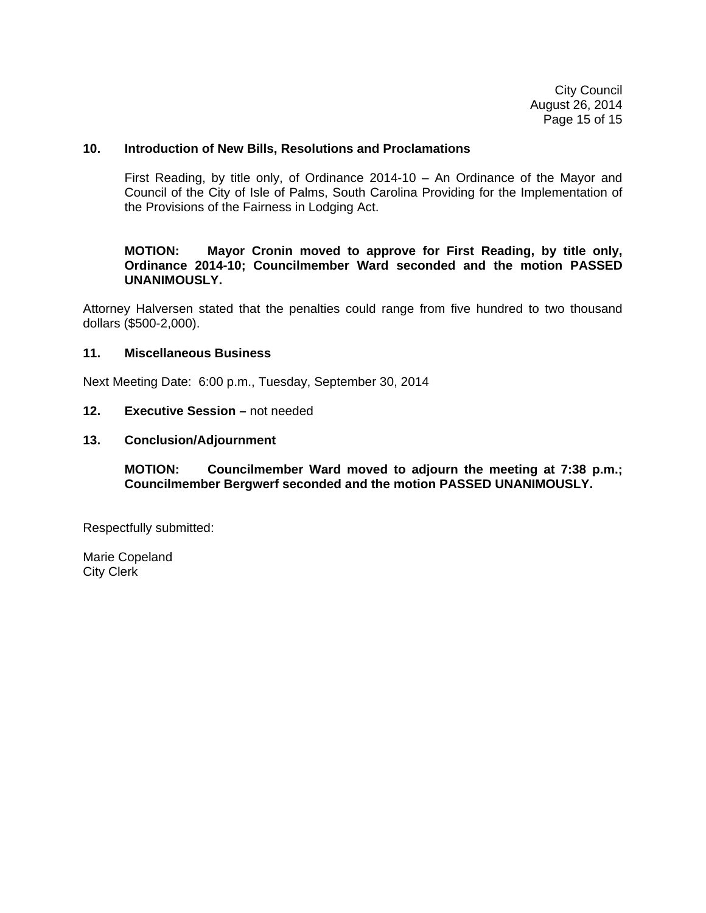**10. Introduction of New Bills, Resolutions and Proclamations**

First Reading, by title only, of Ordinance 2014-10 – An Ordinance of the Mayor and Council of the City of Isle of Palms, South Carolina Providing for the Implementation of the Provisions of the Fairness in Lodging Act.

**MOTION: Mayor Cronin moved to approve for First Reading, by title only, Ordinance 2014-10; Councilmember Ward seconded and the motion PASSED UNANIMOUSLY.**

Attorney Halversen stated that the penalties could range from five hundred to two thousand dollars ($500-2,000).

**11. Miscellaneous Business**

Next Meeting Date: 6:00 p.m., Tuesday, September 30, 2014

**12. Executive Session –** not needed

**13. Conclusion/Adjournment**

**MOTION: Councilmember Ward moved to adjourn the meeting at 7:38 p.m.; Councilmember Bergwerf seconded and the motion PASSED UNANIMOUSLY.**

Respectfully submitted:

Marie Copeland
City Clerk